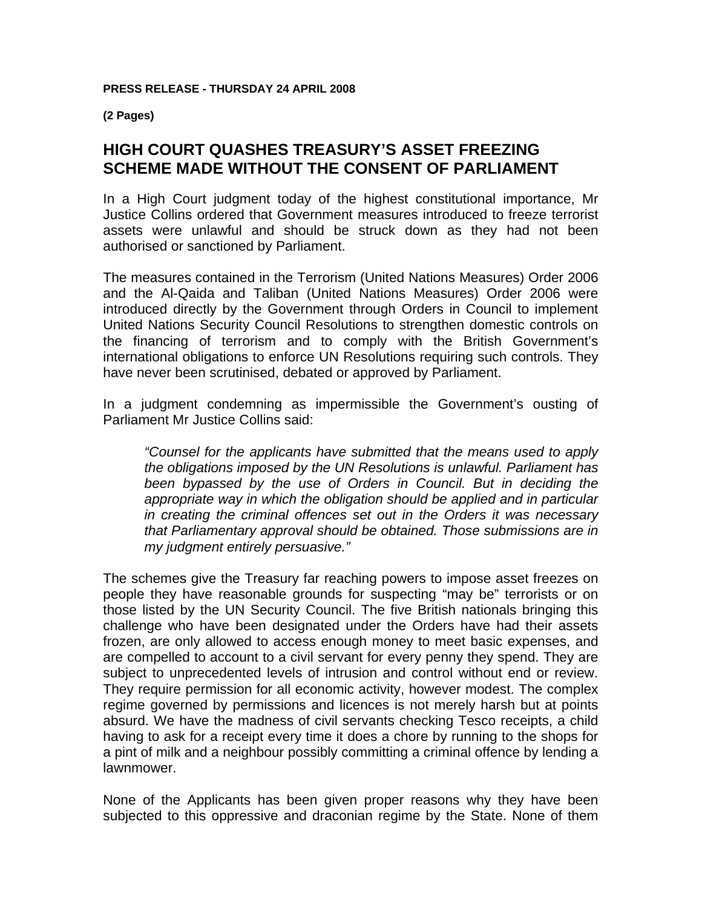**PRESS RELEASE - THURSDAY 24 APRIL 2008**

**(2 Pages)**

# HIGH COURT QUASHES TREASURY'S ASSET FREEZING SCHEME MADE WITHOUT THE CONSENT OF PARLIAMENT

In a High Court judgment today of the highest constitutional importance, Mr Justice Collins ordered that Government measures introduced to freeze terrorist assets were unlawful and should be struck down as they had not been authorised or sanctioned by Parliament.

The measures contained in the Terrorism (United Nations Measures) Order 2006 and the Al-Qaida and Taliban (United Nations Measures) Order 2006 were introduced directly by the Government through Orders in Council to implement United Nations Security Council Resolutions to strengthen domestic controls on the financing of terrorism and to comply with the British Government's international obligations to enforce UN Resolutions requiring such controls. They have never been scrutinised, debated or approved by Parliament.

In a judgment condemning as impermissible the Government's ousting of Parliament Mr Justice Collins said:

> *"Counsel for the applicants have submitted that the means used to apply the obligations imposed by the UN Resolutions is unlawful. Parliament has been bypassed by the use of Orders in Council. But in deciding the appropriate way in which the obligation should be applied and in particular in creating the criminal offences set out in the Orders it was necessary that Parliamentary approval should be obtained. Those submissions are in my judgment entirely persuasive."*

The schemes give the Treasury far reaching powers to impose asset freezes on people they have reasonable grounds for suspecting "may be" terrorists or on those listed by the UN Security Council. The five British nationals bringing this challenge who have been designated under the Orders have had their assets frozen, are only allowed to access enough money to meet basic expenses, and are compelled to account to a civil servant for every penny they spend. They are subject to unprecedented levels of intrusion and control without end or review. They require permission for all economic activity, however modest. The complex regime governed by permissions and licences is not merely harsh but at points absurd. We have the madness of civil servants checking Tesco receipts, a child having to ask for a receipt every time it does a chore by running to the shops for a pint of milk and a neighbour possibly committing a criminal offence by lending a lawnmower.

None of the Applicants has been given proper reasons why they have been subjected to this oppressive and draconian regime by the State. None of them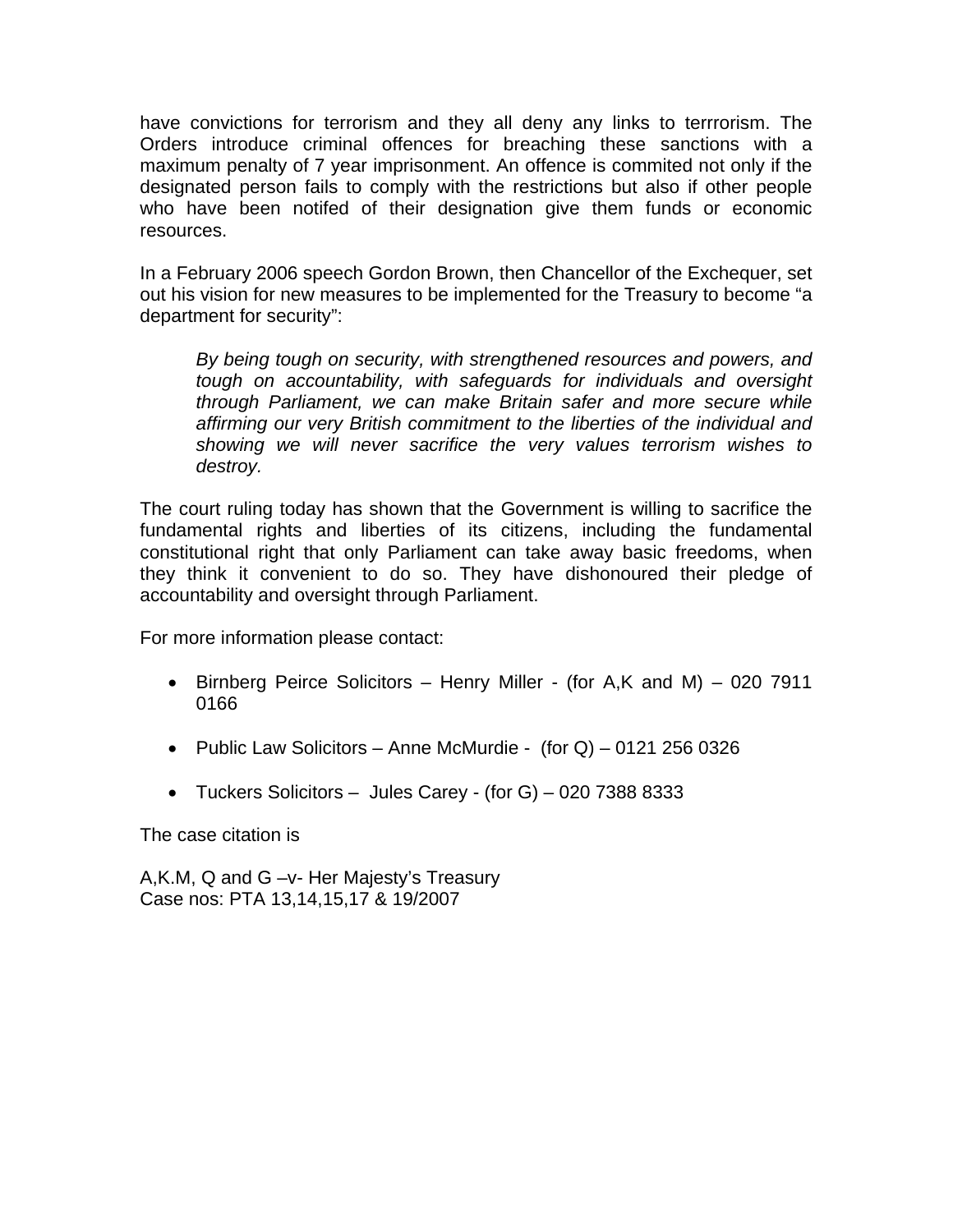have convictions for terrorism and they all deny any links to terrrorism. The Orders introduce criminal offences for breaching these sanctions with a maximum penalty of 7 year imprisonment. An offence is commited not only if the designated person fails to comply with the restrictions but also if other people who have been notifed of their designation give them funds or economic resources.

In a February 2006 speech Gordon Brown, then Chancellor of the Exchequer, set out his vision for new measures to be implemented for the Treasury to become "a department for security":

> *By being tough on security, with strengthened resources and powers, and tough on accountability, with safeguards for individuals and oversight through Parliament, we can make Britain safer and more secure while affirming our very British commitment to the liberties of the individual and showing we will never sacrifice the very values terrorism wishes to destroy.*

The court ruling today has shown that the Government is willing to sacrifice the fundamental rights and liberties of its citizens, including the fundamental constitutional right that only Parliament can take away basic freedoms, when they think it convenient to do so. They have dishonoured their pledge of accountability and oversight through Parliament.

For more information please contact:

- Birnberg Peirce Solicitors – Henry Miller - (for A,K and M) – 020 7911 0166
- Public Law Solicitors – Anne McMurdie - (for Q) – 0121 256 0326
- Tuckers Solicitors – Jules Carey - (for G) – 020 7388 8333

The case citation is

A,K.M, Q and G –v- Her Majesty's Treasury
Case nos: PTA 13,14,15,17 & 19/2007